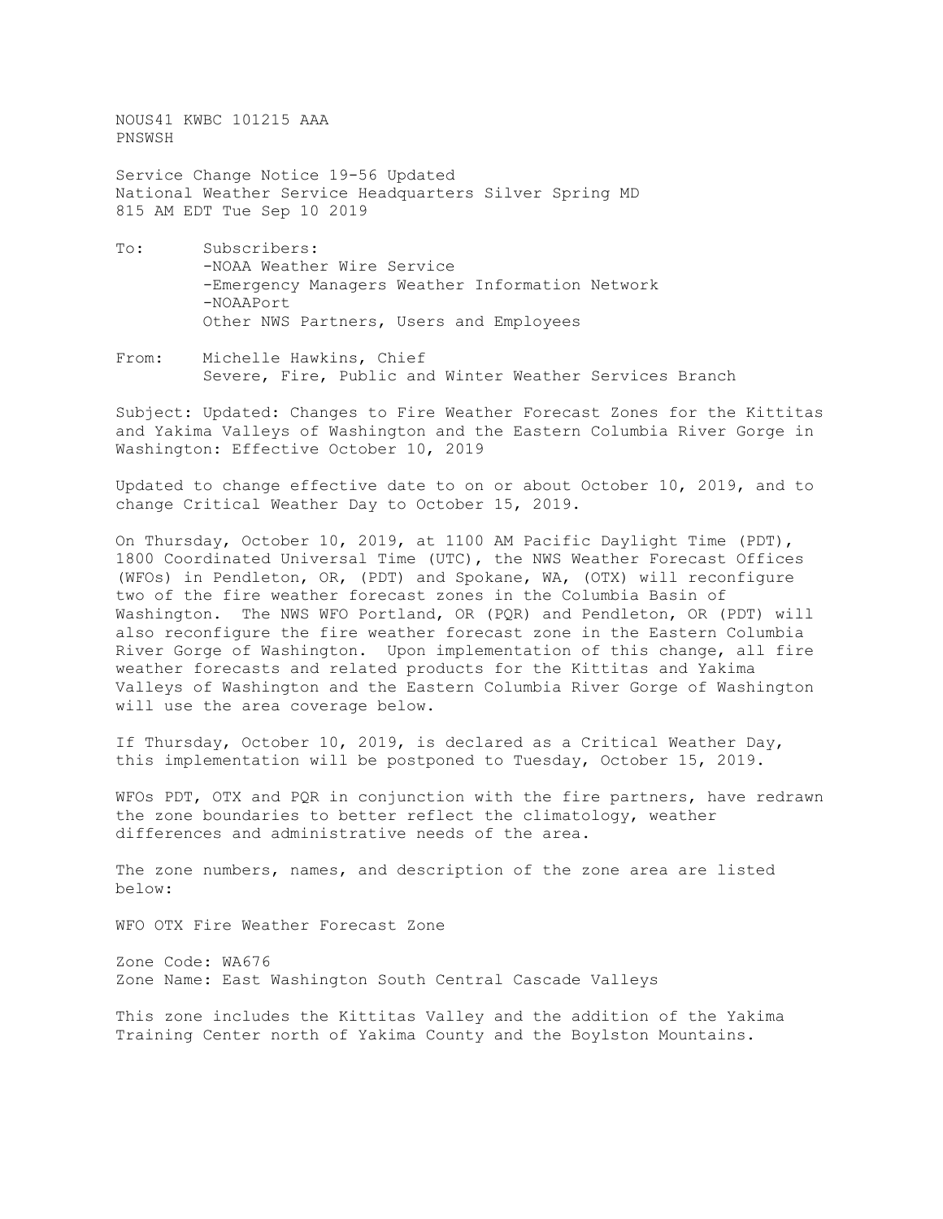NOUS41 KWBC 101215 AAA
PNSWSH

Service Change Notice 19-56 Updated
National Weather Service Headquarters Silver Spring MD
815 AM EDT Tue Sep 10 2019

To: Subscribers:
-NOAA Weather Wire Service
-Emergency Managers Weather Information Network
-NOAAPort
Other NWS Partners, Users and Employees

From: Michelle Hawkins, Chief
Severe, Fire, Public and Winter Weather Services Branch

Subject: Updated: Changes to Fire Weather Forecast Zones for the Kittitas and Yakima Valleys of Washington and the Eastern Columbia River Gorge in Washington: Effective October 10, 2019

Updated to change effective date to on or about October 10, 2019, and to change Critical Weather Day to October 15, 2019.

On Thursday, October 10, 2019, at 1100 AM Pacific Daylight Time (PDT), 1800 Coordinated Universal Time (UTC), the NWS Weather Forecast Offices (WFOs) in Pendleton, OR, (PDT) and Spokane, WA, (OTX) will reconfigure two of the fire weather forecast zones in the Columbia Basin of Washington. The NWS WFO Portland, OR (PQR) and Pendleton, OR (PDT) will also reconfigure the fire weather forecast zone in the Eastern Columbia River Gorge of Washington. Upon implementation of this change, all fire weather forecasts and related products for the Kittitas and Yakima Valleys of Washington and the Eastern Columbia River Gorge of Washington will use the area coverage below.

If Thursday, October 10, 2019, is declared as a Critical Weather Day, this implementation will be postponed to Tuesday, October 15, 2019.

WFOs PDT, OTX and PQR in conjunction with the fire partners, have redrawn the zone boundaries to better reflect the climatology, weather differences and administrative needs of the area.

The zone numbers, names, and description of the zone area are listed below:

WFO OTX Fire Weather Forecast Zone

Zone Code: WA676
Zone Name: East Washington South Central Cascade Valleys

This zone includes the Kittitas Valley and the addition of the Yakima Training Center north of Yakima County and the Boylston Mountains.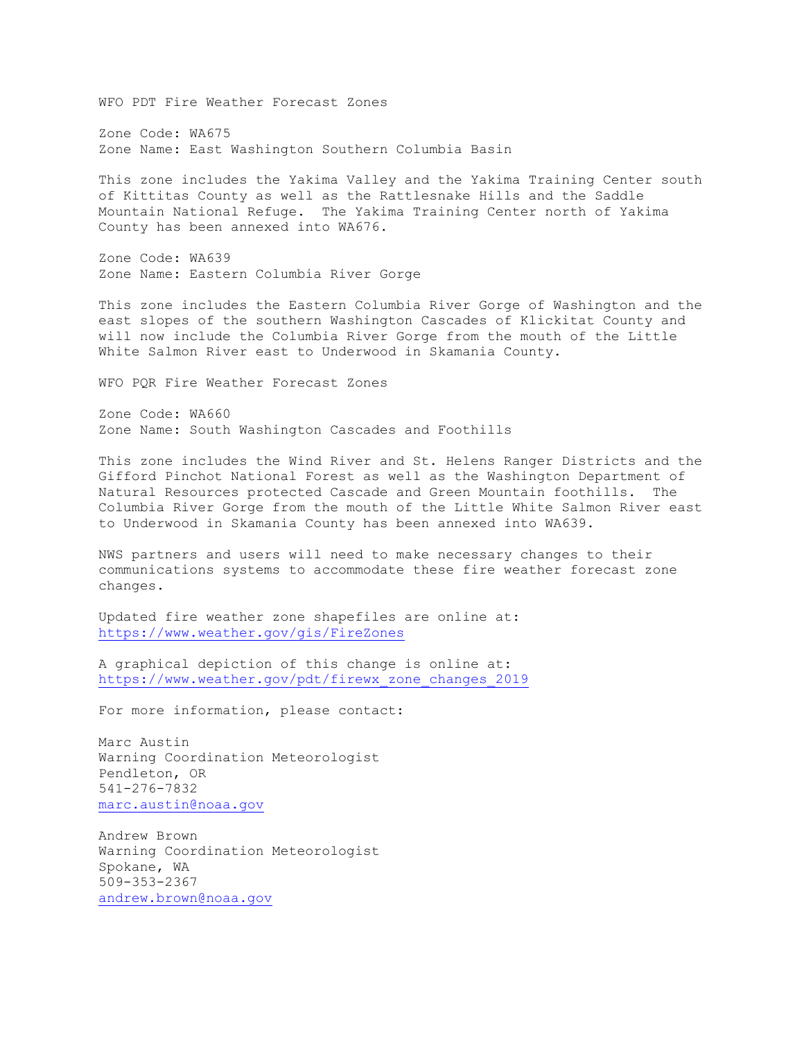WFO PDT Fire Weather Forecast Zones

Zone Code: WA675
Zone Name: East Washington Southern Columbia Basin

This zone includes the Yakima Valley and the Yakima Training Center south of Kittitas County as well as the Rattlesnake Hills and the Saddle Mountain National Refuge. The Yakima Training Center north of Yakima County has been annexed into WA676.

Zone Code: WA639
Zone Name: Eastern Columbia River Gorge

This zone includes the Eastern Columbia River Gorge of Washington and the east slopes of the southern Washington Cascades of Klickitat County and will now include the Columbia River Gorge from the mouth of the Little White Salmon River east to Underwood in Skamania County.

WFO PQR Fire Weather Forecast Zones

Zone Code: WA660
Zone Name: South Washington Cascades and Foothills

This zone includes the Wind River and St. Helens Ranger Districts and the Gifford Pinchot National Forest as well as the Washington Department of Natural Resources protected Cascade and Green Mountain foothills. The Columbia River Gorge from the mouth of the Little White Salmon River east to Underwood in Skamania County has been annexed into WA639.

NWS partners and users will need to make necessary changes to their communications systems to accommodate these fire weather forecast zone changes.

Updated fire weather zone shapefiles are online at:
https://www.weather.gov/gis/FireZones

A graphical depiction of this change is online at:
https://www.weather.gov/pdt/firewx_zone_changes_2019

For more information, please contact:

Marc Austin
Warning Coordination Meteorologist
Pendleton, OR
541-276-7832
marc.austin@noaa.gov

Andrew Brown
Warning Coordination Meteorologist
Spokane, WA
509-353-2367
andrew.brown@noaa.gov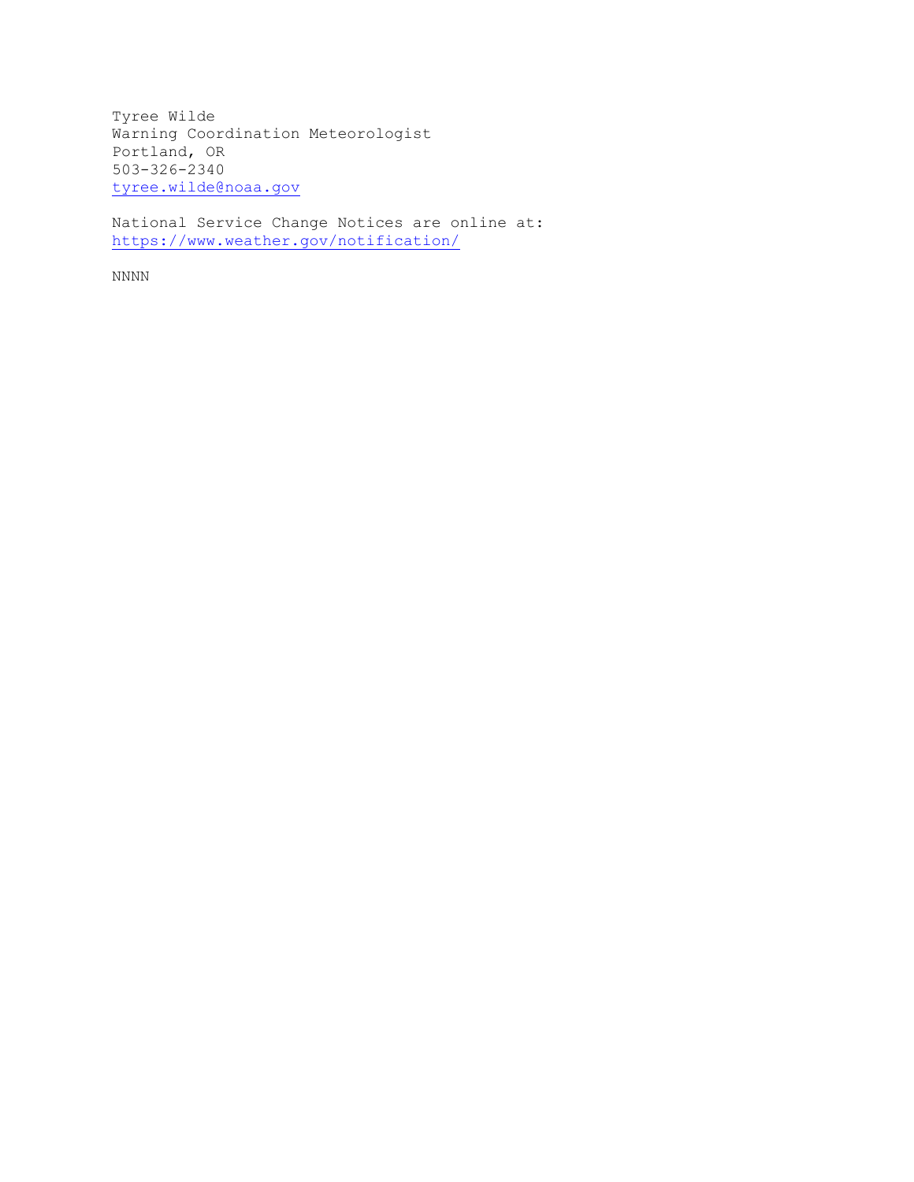Tyree Wilde  
Warning Coordination Meteorologist  
Portland, OR  
503-326-2340  
tyree.wilde@noaa.gov

National Service Change Notices are online at:  
https://www.weather.gov/notification/

NNNN